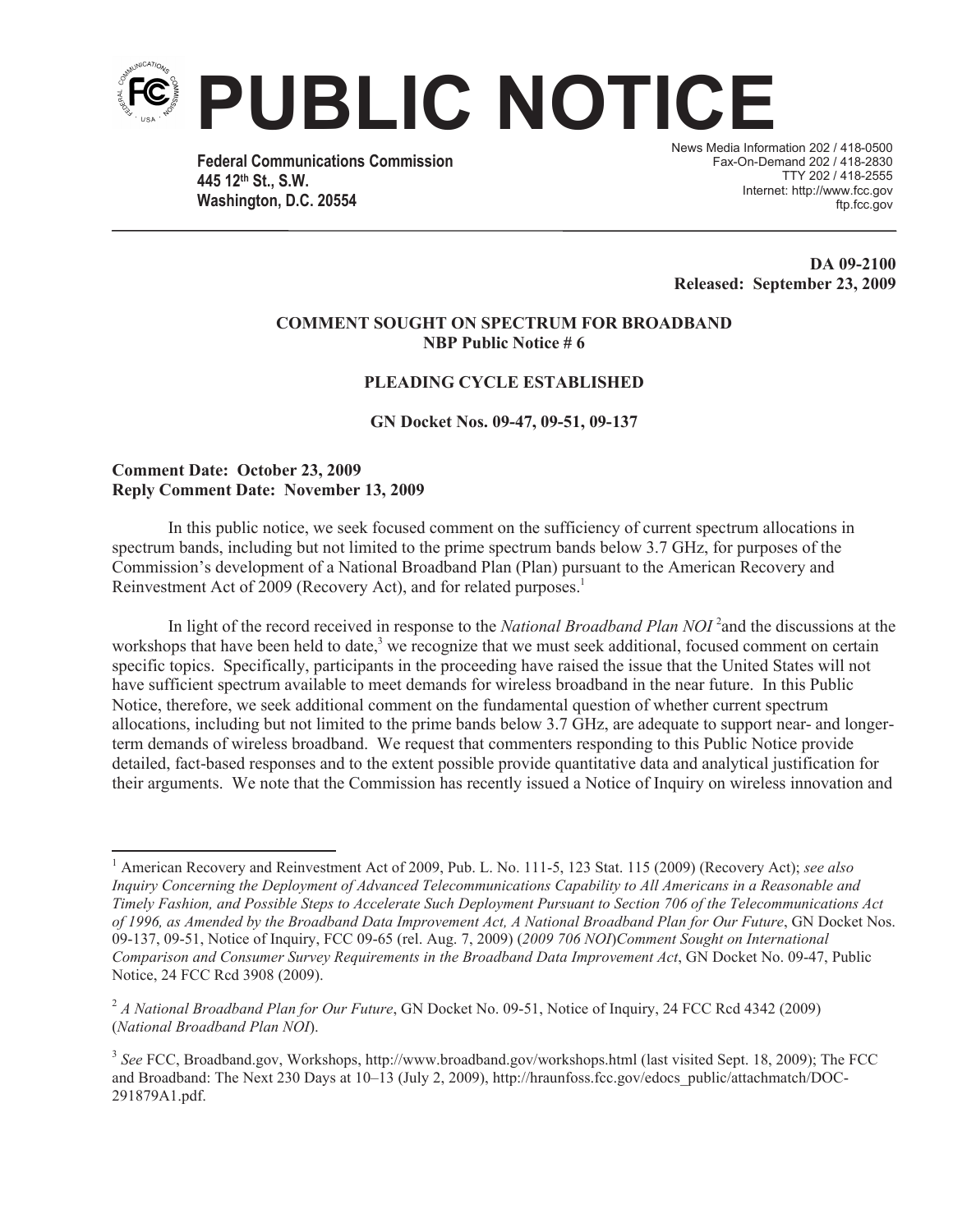# PUBLIC NOTICE

**Federal Communications Commission**
**445 12th St., S.W.**
**Washington, D.C. 20554**

News Media Information 202 / 418-0500
Fax-On-Demand 202 / 418-2830
TTY 202 / 418-2555
Internet: http://www.fcc.gov
ftp.fcc.gov

**DA 09-2100**
**Released: September 23, 2009**

**COMMENT SOUGHT ON SPECTRUM FOR BROADBAND**
**NBP Public Notice # 6**

**PLEADING CYCLE ESTABLISHED**

**GN Docket Nos. 09-47, 09-51, 09-137**

**Comment Date: October 23, 2009**
**Reply Comment Date: November 13, 2009**

In this public notice, we seek focused comment on the sufficiency of current spectrum allocations in spectrum bands, including but not limited to the prime spectrum bands below 3.7 GHz, for purposes of the Commission's development of a National Broadband Plan (Plan) pursuant to the American Recovery and Reinvestment Act of 2009 (Recovery Act), and for related purposes.[1]

In light of the record received in response to the *National Broadband Plan NOI*[2] and the discussions at the workshops that have been held to date,[3] we recognize that we must seek additional, focused comment on certain specific topics. Specifically, participants in the proceeding have raised the issue that the United States will not have sufficient spectrum available to meet demands for wireless broadband in the near future. In this Public Notice, therefore, we seek additional comment on the fundamental question of whether current spectrum allocations, including but not limited to the prime bands below 3.7 GHz, are adequate to support near- and longer-term demands of wireless broadband. We request that commenters responding to this Public Notice provide detailed, fact-based responses and to the extent possible provide quantitative data and analytical justification for their arguments. We note that the Commission has recently issued a Notice of Inquiry on wireless innovation and

---

[1] American Recovery and Reinvestment Act of 2009, Pub. L. No. 111-5, 123 Stat. 115 (2009) (Recovery Act); *see also Inquiry Concerning the Deployment of Advanced Telecommunications Capability to All Americans in a Reasonable and Timely Fashion, and Possible Steps to Accelerate Such Deployment Pursuant to Section 706 of the Telecommunications Act of 1996, as Amended by the Broadband Data Improvement Act, A National Broadband Plan for Our Future*, GN Docket Nos. 09-137, 09-51, Notice of Inquiry, FCC 09-65 (rel. Aug. 7, 2009) (*2009 706 NOI*)*Comment Sought on International Comparison and Consumer Survey Requirements in the Broadband Data Improvement Act*, GN Docket No. 09-47, Public Notice, 24 FCC Rcd 3908 (2009).

[2] *A National Broadband Plan for Our Future*, GN Docket No. 09-51, Notice of Inquiry, 24 FCC Rcd 4342 (2009) (*National Broadband Plan NOI*).

[3] *See* FCC, Broadband.gov, Workshops, http://www.broadband.gov/workshops.html (last visited Sept. 18, 2009); The FCC and Broadband: The Next 230 Days at 10–13 (July 2, 2009), http://hraunfoss.fcc.gov/edocs_public/attachmatch/DOC-291879A1.pdf.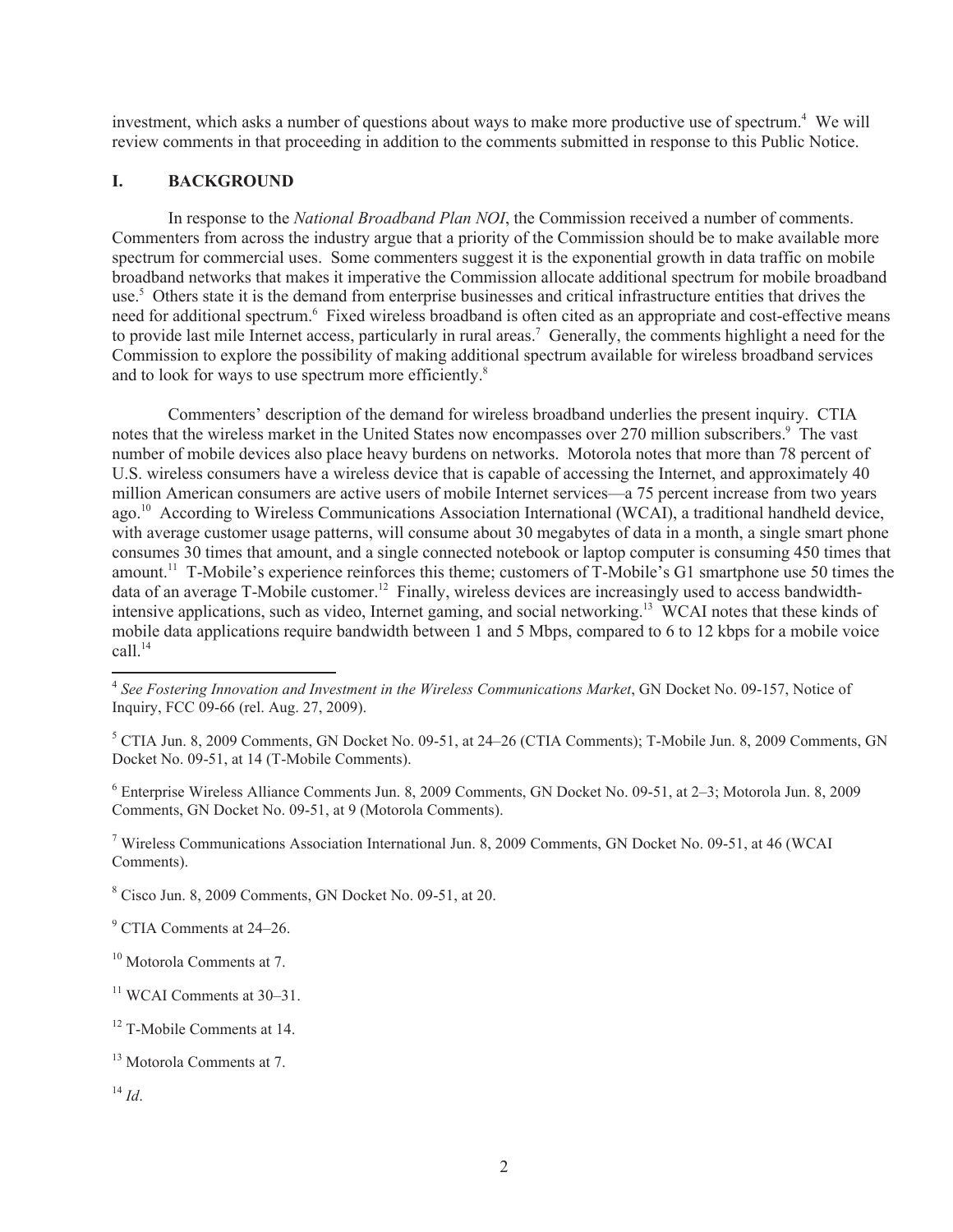investment, which asks a number of questions about ways to make more productive use of spectrum.[4] We will review comments in that proceeding in addition to the comments submitted in response to this Public Notice.

## I. BACKGROUND

In response to the *National Broadband Plan NOI*, the Commission received a number of comments. Commenters from across the industry argue that a priority of the Commission should be to make available more spectrum for commercial uses. Some commenters suggest it is the exponential growth in data traffic on mobile broadband networks that makes it imperative the Commission allocate additional spectrum for mobile broadband use.[5] Others state it is the demand from enterprise businesses and critical infrastructure entities that drives the need for additional spectrum.[6] Fixed wireless broadband is often cited as an appropriate and cost-effective means to provide last mile Internet access, particularly in rural areas.[7] Generally, the comments highlight a need for the Commission to explore the possibility of making additional spectrum available for wireless broadband services and to look for ways to use spectrum more efficiently.[8]

Commenters' description of the demand for wireless broadband underlies the present inquiry. CTIA notes that the wireless market in the United States now encompasses over 270 million subscribers.[9] The vast number of mobile devices also place heavy burdens on networks. Motorola notes that more than 78 percent of U.S. wireless consumers have a wireless device that is capable of accessing the Internet, and approximately 40 million American consumers are active users of mobile Internet services—a 75 percent increase from two years ago.[10] According to Wireless Communications Association International (WCAI), a traditional handheld device, with average customer usage patterns, will consume about 30 megabytes of data in a month, a single smart phone consumes 30 times that amount, and a single connected notebook or laptop computer is consuming 450 times that amount.[11] T-Mobile's experience reinforces this theme; customers of T-Mobile's G1 smartphone use 50 times the data of an average T-Mobile customer.[12] Finally, wireless devices are increasingly used to access bandwidth-intensive applications, such as video, Internet gaming, and social networking.[13] WCAI notes that these kinds of mobile data applications require bandwidth between 1 and 5 Mbps, compared to 6 to 12 kbps for a mobile voice call.[14]

---

[4] *See Fostering Innovation and Investment in the Wireless Communications Market*, GN Docket No. 09-157, Notice of Inquiry, FCC 09-66 (rel. Aug. 27, 2009).

[5] CTIA Jun. 8, 2009 Comments, GN Docket No. 09-51, at 24–26 (CTIA Comments); T-Mobile Jun. 8, 2009 Comments, GN Docket No. 09-51, at 14 (T-Mobile Comments).

[6] Enterprise Wireless Alliance Comments Jun. 8, 2009 Comments, GN Docket No. 09-51, at 2–3; Motorola Jun. 8, 2009 Comments, GN Docket No. 09-51, at 9 (Motorola Comments).

[7] Wireless Communications Association International Jun. 8, 2009 Comments, GN Docket No. 09-51, at 46 (WCAI Comments).

[8] Cisco Jun. 8, 2009 Comments, GN Docket No. 09-51, at 20.

[9] CTIA Comments at 24–26.

[10] Motorola Comments at 7.

[11] WCAI Comments at 30–31.

[12] T-Mobile Comments at 14.

[13] Motorola Comments at 7.

[14] *Id*.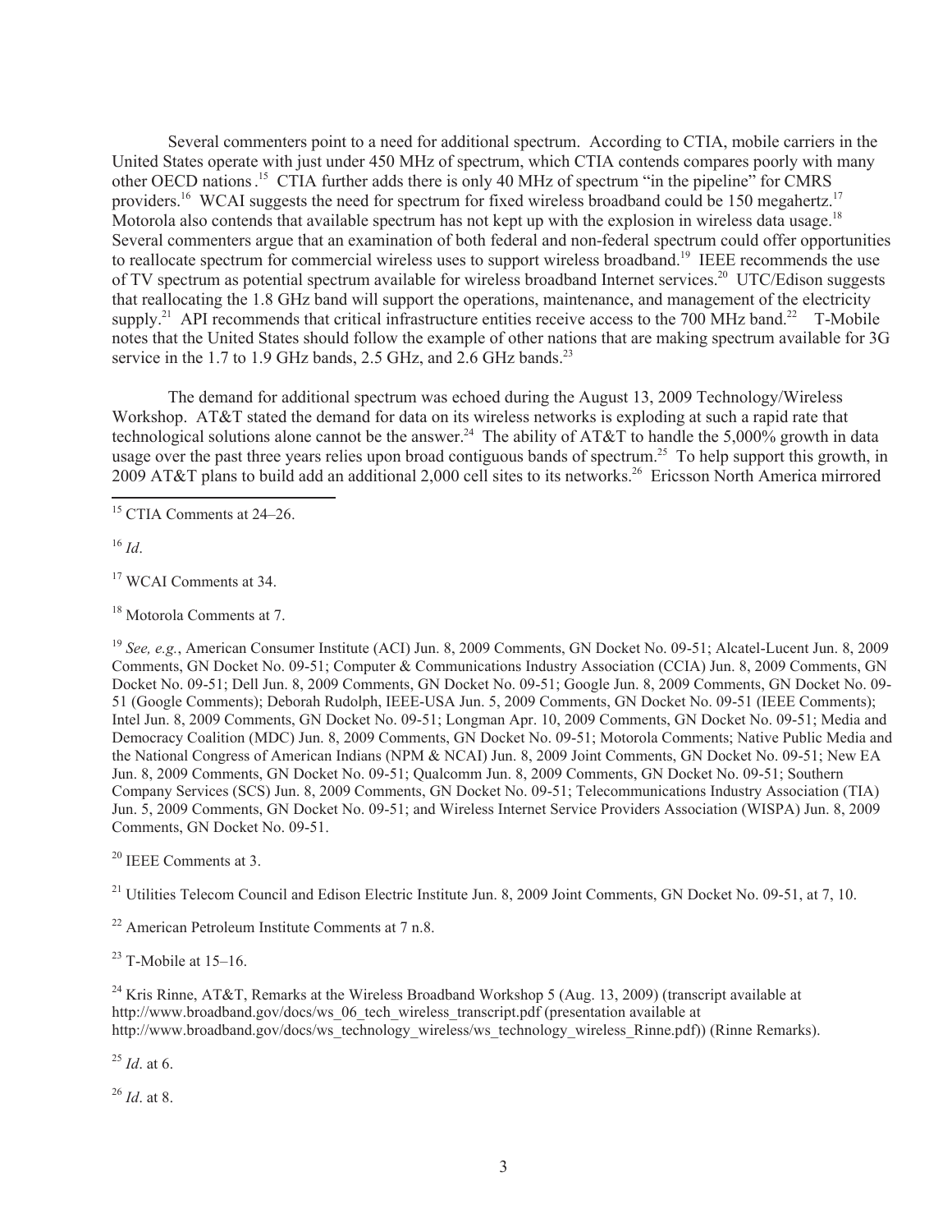Several commenters point to a need for additional spectrum. According to CTIA, mobile carriers in the United States operate with just under 450 MHz of spectrum, which CTIA contends compares poorly with many other OECD nations .[15] CTIA further adds there is only 40 MHz of spectrum "in the pipeline" for CMRS providers.[16] WCAI suggests the need for spectrum for fixed wireless broadband could be 150 megahertz.[17] Motorola also contends that available spectrum has not kept up with the explosion in wireless data usage.[18] Several commenters argue that an examination of both federal and non-federal spectrum could offer opportunities to reallocate spectrum for commercial wireless uses to support wireless broadband.[19] IEEE recommends the use of TV spectrum as potential spectrum available for wireless broadband Internet services.[20] UTC/Edison suggests that reallocating the 1.8 GHz band will support the operations, maintenance, and management of the electricity supply.[21] API recommends that critical infrastructure entities receive access to the 700 MHz band.[22] T-Mobile notes that the United States should follow the example of other nations that are making spectrum available for 3G service in the 1.7 to 1.9 GHz bands, 2.5 GHz, and 2.6 GHz bands.[23]

The demand for additional spectrum was echoed during the August 13, 2009 Technology/Wireless Workshop. AT&T stated the demand for data on its wireless networks is exploding at such a rapid rate that technological solutions alone cannot be the answer.[24] The ability of AT&T to handle the 5,000% growth in data usage over the past three years relies upon broad contiguous bands of spectrum.[25] To help support this growth, in 2009 AT&T plans to build add an additional 2,000 cell sites to its networks.[26] Ericsson North America mirrored

---

[15] CTIA Comments at 24–26.

[16] *Id*.

[17] WCAI Comments at 34.

[18] Motorola Comments at 7.

[19] *See, e.g.*, American Consumer Institute (ACI) Jun. 8, 2009 Comments, GN Docket No. 09-51; Alcatel-Lucent Jun. 8, 2009 Comments, GN Docket No. 09-51; Computer & Communications Industry Association (CCIA) Jun. 8, 2009 Comments, GN Docket No. 09-51; Dell Jun. 8, 2009 Comments, GN Docket No. 09-51; Google Jun. 8, 2009 Comments, GN Docket No. 09-51 (Google Comments); Deborah Rudolph, IEEE-USA Jun. 5, 2009 Comments, GN Docket No. 09-51 (IEEE Comments); Intel Jun. 8, 2009 Comments, GN Docket No. 09-51; Longman Apr. 10, 2009 Comments, GN Docket No. 09-51; Media and Democracy Coalition (MDC) Jun. 8, 2009 Comments, GN Docket No. 09-51; Motorola Comments; Native Public Media and the National Congress of American Indians (NPM & NCAI) Jun. 8, 2009 Joint Comments, GN Docket No. 09-51; New EA Jun. 8, 2009 Comments, GN Docket No. 09-51; Qualcomm Jun. 8, 2009 Comments, GN Docket No. 09-51; Southern Company Services (SCS) Jun. 8, 2009 Comments, GN Docket No. 09-51; Telecommunications Industry Association (TIA) Jun. 5, 2009 Comments, GN Docket No. 09-51; and Wireless Internet Service Providers Association (WISPA) Jun. 8, 2009 Comments, GN Docket No. 09-51.

[20] IEEE Comments at 3.

[21] Utilities Telecom Council and Edison Electric Institute Jun. 8, 2009 Joint Comments, GN Docket No. 09-51, at 7, 10.

[22] American Petroleum Institute Comments at 7 n.8.

[23] T-Mobile at 15–16.

[24] Kris Rinne, AT&T, Remarks at the Wireless Broadband Workshop 5 (Aug. 13, 2009) (transcript available at http://www.broadband.gov/docs/ws_06_tech_wireless_transcript.pdf (presentation available at http://www.broadband.gov/docs/ws_technology_wireless/ws_technology_wireless_Rinne.pdf)) (Rinne Remarks).

[25] *Id*. at 6.

[26] *Id*. at 8.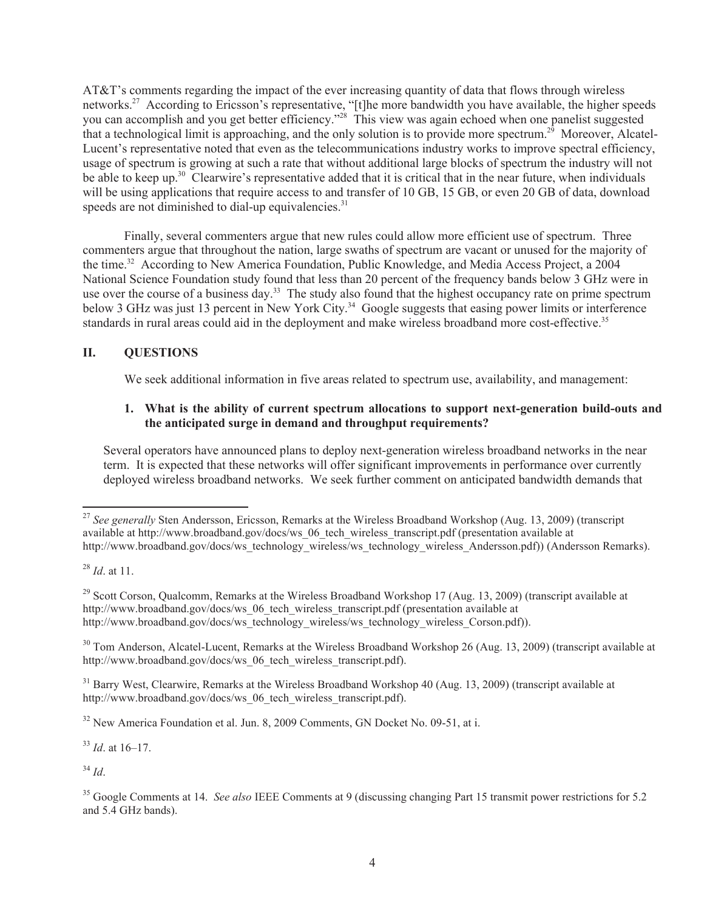AT&T's comments regarding the impact of the ever increasing quantity of data that flows through wireless networks.[27] According to Ericsson's representative, "[t]he more bandwidth you have available, the higher speeds you can accomplish and you get better efficiency."[28] This view was again echoed when one panelist suggested that a technological limit is approaching, and the only solution is to provide more spectrum.[29] Moreover, Alcatel-Lucent's representative noted that even as the telecommunications industry works to improve spectral efficiency, usage of spectrum is growing at such a rate that without additional large blocks of spectrum the industry will not be able to keep up.[30] Clearwire's representative added that it is critical that in the near future, when individuals will be using applications that require access to and transfer of 10 GB, 15 GB, or even 20 GB of data, download speeds are not diminished to dial-up equivalencies.[31]

Finally, several commenters argue that new rules could allow more efficient use of spectrum. Three commenters argue that throughout the nation, large swaths of spectrum are vacant or unused for the majority of the time.[32] According to New America Foundation, Public Knowledge, and Media Access Project, a 2004 National Science Foundation study found that less than 20 percent of the frequency bands below 3 GHz were in use over the course of a business day.[33] The study also found that the highest occupancy rate on prime spectrum below 3 GHz was just 13 percent in New York City.[34] Google suggests that easing power limits or interference standards in rural areas could aid in the deployment and make wireless broadband more cost-effective.[35]

## II. QUESTIONS

We seek additional information in five areas related to spectrum use, availability, and management:

**1. What is the ability of current spectrum allocations to support next-generation build-outs and the anticipated surge in demand and throughput requirements?**

Several operators have announced plans to deploy next-generation wireless broadband networks in the near term. It is expected that these networks will offer significant improvements in performance over currently deployed wireless broadband networks. We seek further comment on anticipated bandwidth demands that

---

[27] *See generally* Sten Andersson, Ericsson, Remarks at the Wireless Broadband Workshop (Aug. 13, 2009) (transcript available at http://www.broadband.gov/docs/ws_06_tech_wireless_transcript.pdf (presentation available at http://www.broadband.gov/docs/ws_technology_wireless/ws_technology_wireless_Andersson.pdf)) (Andersson Remarks).

[28] *Id*. at 11.

[29] Scott Corson, Qualcomm, Remarks at the Wireless Broadband Workshop 17 (Aug. 13, 2009) (transcript available at http://www.broadband.gov/docs/ws_06_tech_wireless_transcript.pdf (presentation available at http://www.broadband.gov/docs/ws_technology_wireless/ws_technology_wireless_Corson.pdf)).

[30] Tom Anderson, Alcatel-Lucent, Remarks at the Wireless Broadband Workshop 26 (Aug. 13, 2009) (transcript available at http://www.broadband.gov/docs/ws_06_tech_wireless_transcript.pdf).

[31] Barry West, Clearwire, Remarks at the Wireless Broadband Workshop 40 (Aug. 13, 2009) (transcript available at http://www.broadband.gov/docs/ws_06_tech_wireless_transcript.pdf).

[32] New America Foundation et al. Jun. 8, 2009 Comments, GN Docket No. 09-51, at i.

[33] *Id*. at 16–17.

[34] *Id*.

[35] Google Comments at 14. *See also* IEEE Comments at 9 (discussing changing Part 15 transmit power restrictions for 5.2 and 5.4 GHz bands).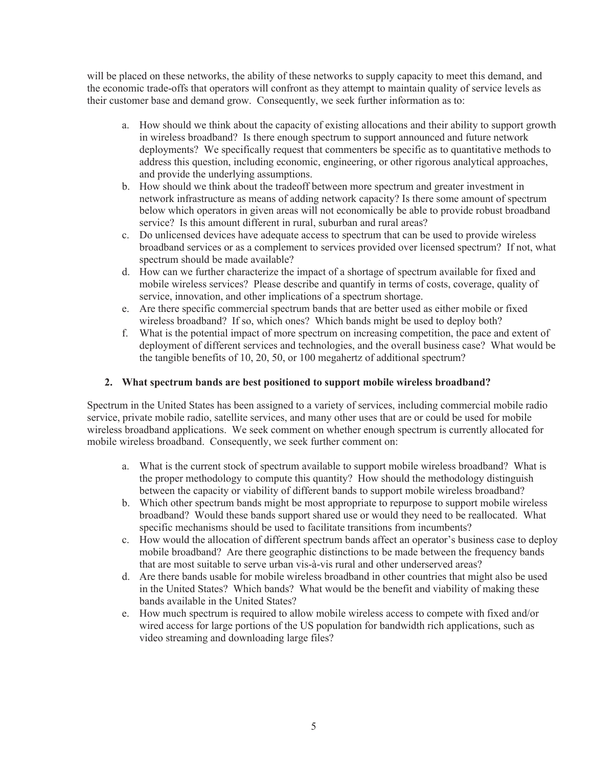will be placed on these networks, the ability of these networks to supply capacity to meet this demand, and the economic trade-offs that operators will confront as they attempt to maintain quality of service levels as their customer base and demand grow. Consequently, we seek further information as to:

a. How should we think about the capacity of existing allocations and their ability to support growth in wireless broadband? Is there enough spectrum to support announced and future network deployments? We specifically request that commenters be specific as to quantitative methods to address this question, including economic, engineering, or other rigorous analytical approaches, and provide the underlying assumptions.
b. How should we think about the tradeoff between more spectrum and greater investment in network infrastructure as means of adding network capacity? Is there some amount of spectrum below which operators in given areas will not economically be able to provide robust broadband service? Is this amount different in rural, suburban and rural areas?
c. Do unlicensed devices have adequate access to spectrum that can be used to provide wireless broadband services or as a complement to services provided over licensed spectrum? If not, what spectrum should be made available?
d. How can we further characterize the impact of a shortage of spectrum available for fixed and mobile wireless services? Please describe and quantify in terms of costs, coverage, quality of service, innovation, and other implications of a spectrum shortage.
e. Are there specific commercial spectrum bands that are better used as either mobile or fixed wireless broadband? If so, which ones? Which bands might be used to deploy both?
f. What is the potential impact of more spectrum on increasing competition, the pace and extent of deployment of different services and technologies, and the overall business case? What would be the tangible benefits of 10, 20, 50, or 100 megahertz of additional spectrum?

## 2. What spectrum bands are best positioned to support mobile wireless broadband?

Spectrum in the United States has been assigned to a variety of services, including commercial mobile radio service, private mobile radio, satellite services, and many other uses that are or could be used for mobile wireless broadband applications. We seek comment on whether enough spectrum is currently allocated for mobile wireless broadband. Consequently, we seek further comment on:

a. What is the current stock of spectrum available to support mobile wireless broadband? What is the proper methodology to compute this quantity? How should the methodology distinguish between the capacity or viability of different bands to support mobile wireless broadband?
b. Which other spectrum bands might be most appropriate to repurpose to support mobile wireless broadband? Would these bands support shared use or would they need to be reallocated. What specific mechanisms should be used to facilitate transitions from incumbents?
c. How would the allocation of different spectrum bands affect an operator's business case to deploy mobile broadband? Are there geographic distinctions to be made between the frequency bands that are most suitable to serve urban vis-à-vis rural and other underserved areas?
d. Are there bands usable for mobile wireless broadband in other countries that might also be used in the United States? Which bands? What would be the benefit and viability of making these bands available in the United States?
e. How much spectrum is required to allow mobile wireless access to compete with fixed and/or wired access for large portions of the US population for bandwidth rich applications, such as video streaming and downloading large files?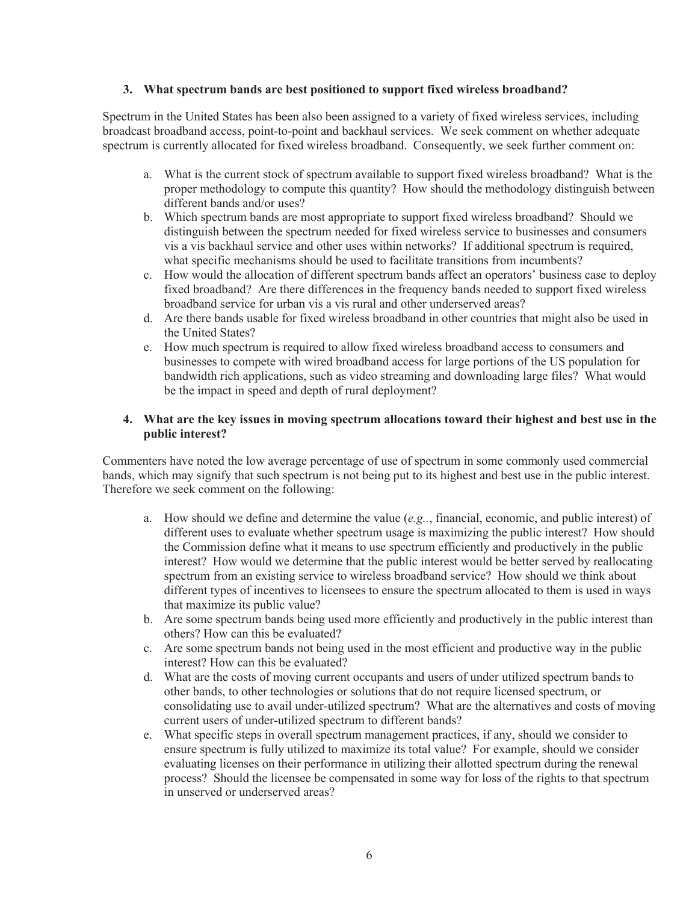**3. What spectrum bands are best positioned to support fixed wireless broadband?**

Spectrum in the United States has been also been assigned to a variety of fixed wireless services, including broadcast broadband access, point-to-point and backhaul services. We seek comment on whether adequate spectrum is currently allocated for fixed wireless broadband. Consequently, we seek further comment on:

a. What is the current stock of spectrum available to support fixed wireless broadband? What is the proper methodology to compute this quantity? How should the methodology distinguish between different bands and/or uses?
b. Which spectrum bands are most appropriate to support fixed wireless broadband? Should we distinguish between the spectrum needed for fixed wireless service to businesses and consumers vis a vis backhaul service and other uses within networks? If additional spectrum is required, what specific mechanisms should be used to facilitate transitions from incumbents?
c. How would the allocation of different spectrum bands affect an operators' business case to deploy fixed broadband? Are there differences in the frequency bands needed to support fixed wireless broadband service for urban vis a vis rural and other underserved areas?
d. Are there bands usable for fixed wireless broadband in other countries that might also be used in the United States?
e. How much spectrum is required to allow fixed wireless broadband access to consumers and businesses to compete with wired broadband access for large portions of the US population for bandwidth rich applications, such as video streaming and downloading large files? What would be the impact in speed and depth of rural deployment?

**4. What are the key issues in moving spectrum allocations toward their highest and best use in the public interest?**

Commenters have noted the low average percentage of use of spectrum in some commonly used commercial bands, which may signify that such spectrum is not being put to its highest and best use in the public interest. Therefore we seek comment on the following:

a. How should we define and determine the value (*e.g.*., financial, economic, and public interest) of different uses to evaluate whether spectrum usage is maximizing the public interest? How should the Commission define what it means to use spectrum efficiently and productively in the public interest? How would we determine that the public interest would be better served by reallocating spectrum from an existing service to wireless broadband service? How should we think about different types of incentives to licensees to ensure the spectrum allocated to them is used in ways that maximize its public value?
b. Are some spectrum bands being used more efficiently and productively in the public interest than others? How can this be evaluated?
c. Are some spectrum bands not being used in the most efficient and productive way in the public interest? How can this be evaluated?
d. What are the costs of moving current occupants and users of under utilized spectrum bands to other bands, to other technologies or solutions that do not require licensed spectrum, or consolidating use to avail under-utilized spectrum? What are the alternatives and costs of moving current users of under-utilized spectrum to different bands?
e. What specific steps in overall spectrum management practices, if any, should we consider to ensure spectrum is fully utilized to maximize its total value? For example, should we consider evaluating licenses on their performance in utilizing their allotted spectrum during the renewal process? Should the licensee be compensated in some way for loss of the rights to that spectrum in unserved or underserved areas?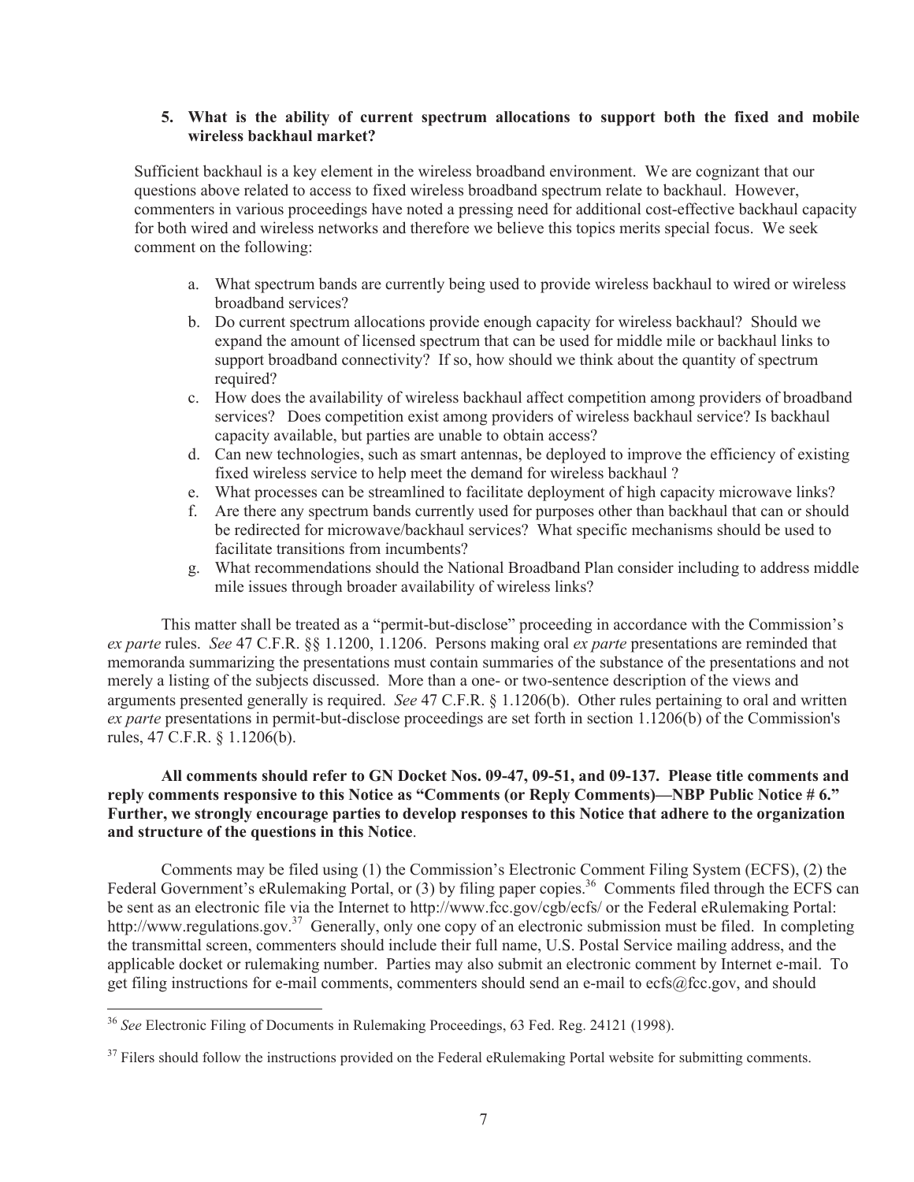**5. What is the ability of current spectrum allocations to support both the fixed and mobile wireless backhaul market?**

Sufficient backhaul is a key element in the wireless broadband environment. We are cognizant that our questions above related to access to fixed wireless broadband spectrum relate to backhaul. However, commenters in various proceedings have noted a pressing need for additional cost-effective backhaul capacity for both wired and wireless networks and therefore we believe this topics merits special focus. We seek comment on the following:

a. What spectrum bands are currently being used to provide wireless backhaul to wired or wireless broadband services?
b. Do current spectrum allocations provide enough capacity for wireless backhaul? Should we expand the amount of licensed spectrum that can be used for middle mile or backhaul links to support broadband connectivity? If so, how should we think about the quantity of spectrum required?
c. How does the availability of wireless backhaul affect competition among providers of broadband services? Does competition exist among providers of wireless backhaul service? Is backhaul capacity available, but parties are unable to obtain access?
d. Can new technologies, such as smart antennas, be deployed to improve the efficiency of existing fixed wireless service to help meet the demand for wireless backhaul ?
e. What processes can be streamlined to facilitate deployment of high capacity microwave links?
f. Are there any spectrum bands currently used for purposes other than backhaul that can or should be redirected for microwave/backhaul services? What specific mechanisms should be used to facilitate transitions from incumbents?
g. What recommendations should the National Broadband Plan consider including to address middle mile issues through broader availability of wireless links?

This matter shall be treated as a "permit-but-disclose" proceeding in accordance with the Commission's *ex parte* rules. *See* 47 C.F.R. §§ 1.1200, 1.1206. Persons making oral *ex parte* presentations are reminded that memoranda summarizing the presentations must contain summaries of the substance of the presentations and not merely a listing of the subjects discussed. More than a one- or two-sentence description of the views and arguments presented generally is required. *See* 47 C.F.R. § 1.1206(b). Other rules pertaining to oral and written *ex parte* presentations in permit-but-disclose proceedings are set forth in section 1.1206(b) of the Commission's rules, 47 C.F.R. § 1.1206(b).

**All comments should refer to GN Docket Nos. 09-47, 09-51, and 09-137. Please title comments and reply comments responsive to this Notice as "Comments (or Reply Comments)—NBP Public Notice # 6." Further, we strongly encourage parties to develop responses to this Notice that adhere to the organization and structure of the questions in this Notice**.

Comments may be filed using (1) the Commission's Electronic Comment Filing System (ECFS), (2) the Federal Government's eRulemaking Portal, or (3) by filing paper copies.[36] Comments filed through the ECFS can be sent as an electronic file via the Internet to http://www.fcc.gov/cgb/ecfs/ or the Federal eRulemaking Portal: http://www.regulations.gov.[37] Generally, only one copy of an electronic submission must be filed. In completing the transmittal screen, commenters should include their full name, U.S. Postal Service mailing address, and the applicable docket or rulemaking number. Parties may also submit an electronic comment by Internet e-mail. To get filing instructions for e-mail comments, commenters should send an e-mail to ecfs@fcc.gov, and should

---

[36] *See* Electronic Filing of Documents in Rulemaking Proceedings, 63 Fed. Reg. 24121 (1998).

[37] Filers should follow the instructions provided on the Federal eRulemaking Portal website for submitting comments.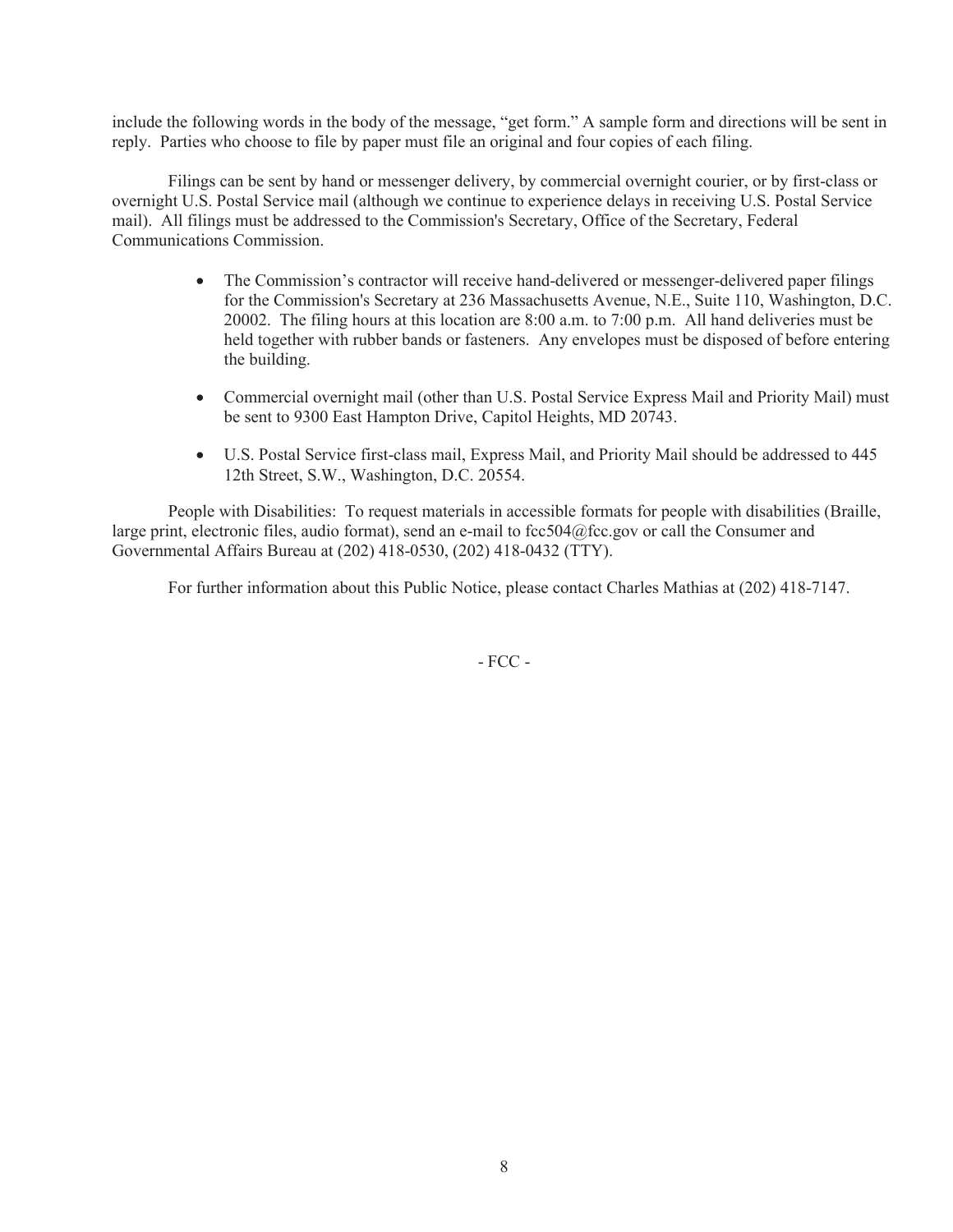include the following words in the body of the message, "get form." A sample form and directions will be sent in reply. Parties who choose to file by paper must file an original and four copies of each filing.

Filings can be sent by hand or messenger delivery, by commercial overnight courier, or by first-class or overnight U.S. Postal Service mail (although we continue to experience delays in receiving U.S. Postal Service mail). All filings must be addressed to the Commission's Secretary, Office of the Secretary, Federal Communications Commission.

- The Commission's contractor will receive hand-delivered or messenger-delivered paper filings for the Commission's Secretary at 236 Massachusetts Avenue, N.E., Suite 110, Washington, D.C. 20002. The filing hours at this location are 8:00 a.m. to 7:00 p.m. All hand deliveries must be held together with rubber bands or fasteners. Any envelopes must be disposed of before entering the building.

- Commercial overnight mail (other than U.S. Postal Service Express Mail and Priority Mail) must be sent to 9300 East Hampton Drive, Capitol Heights, MD 20743.

- U.S. Postal Service first-class mail, Express Mail, and Priority Mail should be addressed to 445 12th Street, S.W., Washington, D.C. 20554.

People with Disabilities: To request materials in accessible formats for people with disabilities (Braille, large print, electronic files, audio format), send an e-mail to fcc504@fcc.gov or call the Consumer and Governmental Affairs Bureau at (202) 418-0530, (202) 418-0432 (TTY).

For further information about this Public Notice, please contact Charles Mathias at (202) 418-7147.

- FCC -